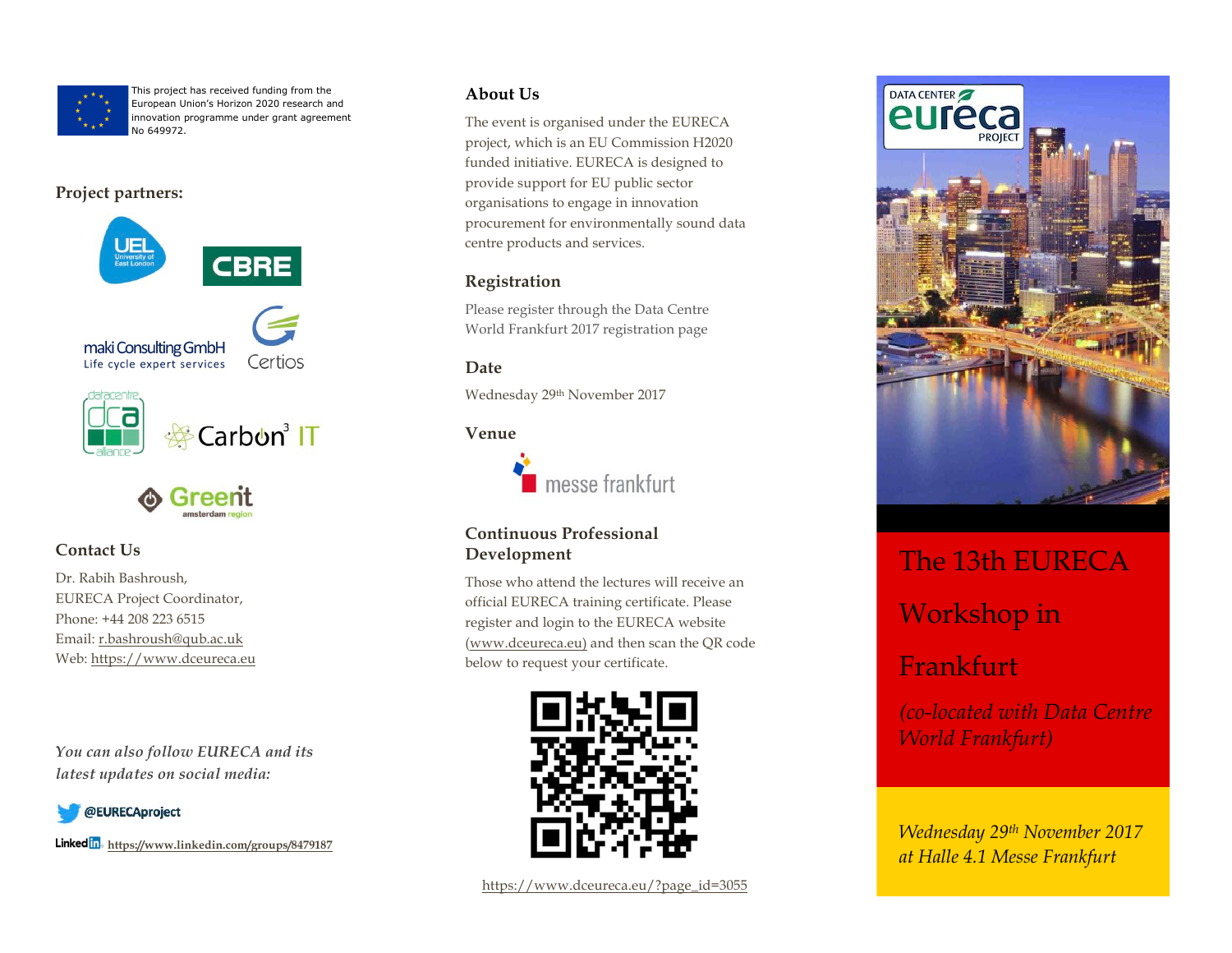This project has received funding from the European Union's Horizon 2020 research and innovation programme under grant agreement No 649972.

## Project partners:

UEL University of East London

CBRE

maki Consulting GmbH
Life cycle expert services

Certios

datacentre dca alliance

Carbon[3] IT

GreenIT amsterdam region

## Contact Us

Dr. Rabih Bashroush,
EURECA Project Coordinator,
Phone: +44 208 223 6515
Email: r.bashroush@qub.ac.uk
Web: https://www.dceureca.eu

*You can also follow EURECA and its latest updates on social media:*

@EURECAproject

LinkedIn https://www.linkedin.com/groups/8479187

## About Us

The event is organised under the EURECA project, which is an EU Commission H2020 funded initiative. EURECA is designed to provide support for EU public sector organisations to engage in innovation procurement for environmentally sound data centre products and services.

## Registration

Please register through the Data Centre World Frankfurt 2017 registration page

## Date

Wednesday 29th November 2017

## Venue

messe frankfurt

## Continuous Professional Development

Those who attend the lectures will receive an official EURECA training certificate. Please register and login to the EURECA website (www.dceureca.eu) and then scan the QR code below to request your certificate.

https://www.dceureca.eu/?page_id=3055

DATA CENTER eureca PROJECT

# The 13th EURECA Workshop in Frankfurt

*(co-located with Data Centre World Frankfurt)*

*Wednesday 29th November 2017 at Halle 4.1 Messe Frankfurt*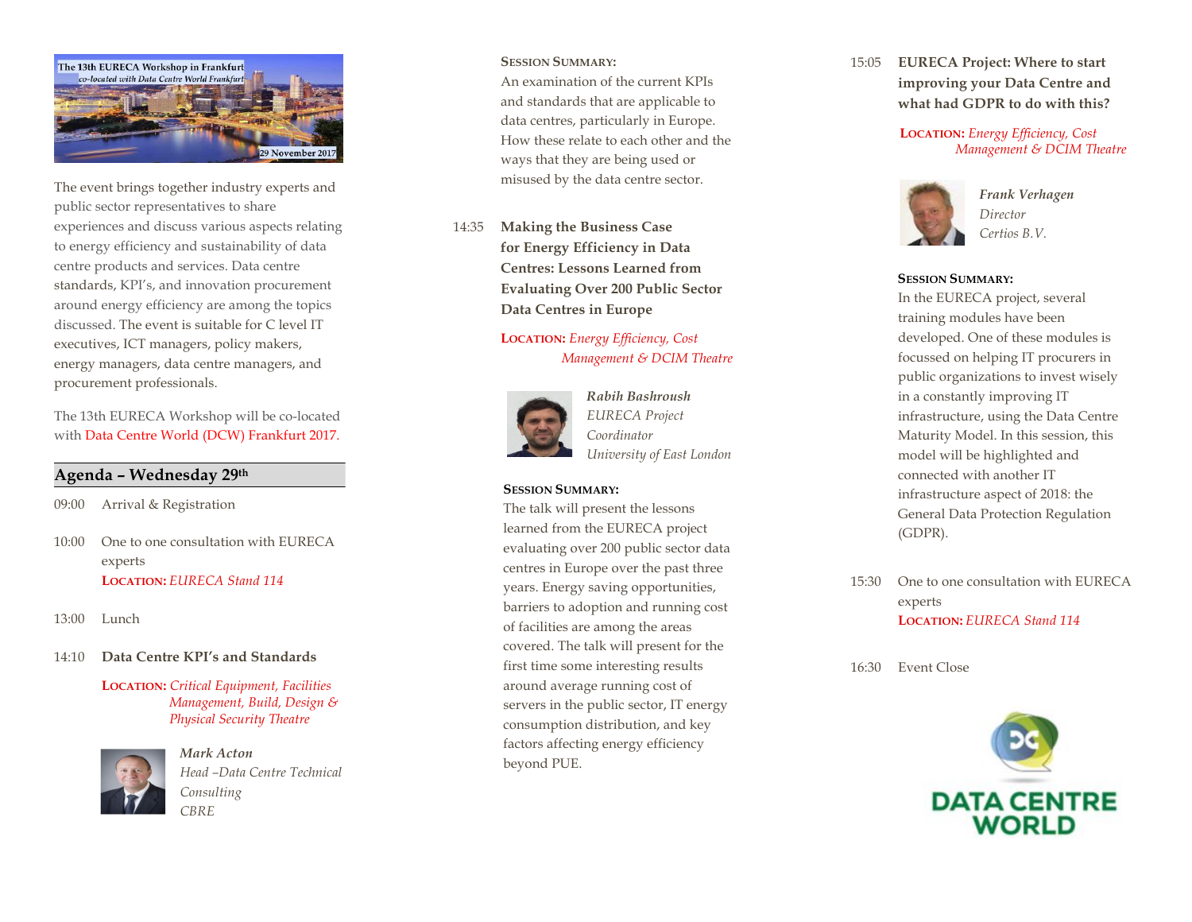The event brings together industry experts and public sector representatives to share experiences and discuss various aspects relating to energy efficiency and sustainability of data centre products and services. Data centre standards, KPI's, and innovation procurement around energy efficiency are among the topics discussed. The event is suitable for C level IT executives, ICT managers, policy makers, energy managers, data centre managers, and procurement professionals.

The 13th EURECA Workshop will be co-located with Data Centre World (DCW) Frankfurt 2017.

## Agenda – Wednesday 29th

09:00 Arrival & Registration

10:00 One to one consultation with EURECA experts
**LOCATION:** *EURECA Stand 114*

13:00 Lunch

14:10 **Data Centre KPI's and Standards**

**LOCATION:** *Critical Equipment, Facilities Management, Build, Design & Physical Security Theatre*

***Mark Acton***
*Head –Data Centre Technical Consulting*
*CBRE*

**SESSION SUMMARY:**
An examination of the current KPIs and standards that are applicable to data centres, particularly in Europe. How these relate to each other and the ways that they are being used or misused by the data centre sector.

14:35 **Making the Business Case for Energy Efficiency in Data Centres: Lessons Learned from Evaluating Over 200 Public Sector Data Centres in Europe**

**LOCATION:** *Energy Efficiency, Cost Management & DCIM Theatre*

***Rabih Bashroush***
*EURECA Project Coordinator*
*University of East London*

**SESSION SUMMARY:**
The talk will present the lessons learned from the EURECA project evaluating over 200 public sector data centres in Europe over the past three years. Energy saving opportunities, barriers to adoption and running cost of facilities are among the areas covered. The talk will present for the first time some interesting results around average running cost of servers in the public sector, IT energy consumption distribution, and key factors affecting energy efficiency beyond PUE.

15:05 **EURECA Project: Where to start improving your Data Centre and what had GDPR to do with this?**

**LOCATION:** *Energy Efficiency, Cost Management & DCIM Theatre*

***Frank Verhagen***
*Director*
*Certios B.V.*

**SESSION SUMMARY:**
In the EURECA project, several training modules have been developed. One of these modules is focussed on helping IT procurers in public organizations to invest wisely in a constantly improving IT infrastructure, using the Data Centre Maturity Model. In this session, this model will be highlighted and connected with another IT infrastructure aspect of 2018: the General Data Protection Regulation (GDPR).

15:30 One to one consultation with EURECA experts
**LOCATION:** *EURECA Stand 114*

16:30 Event Close